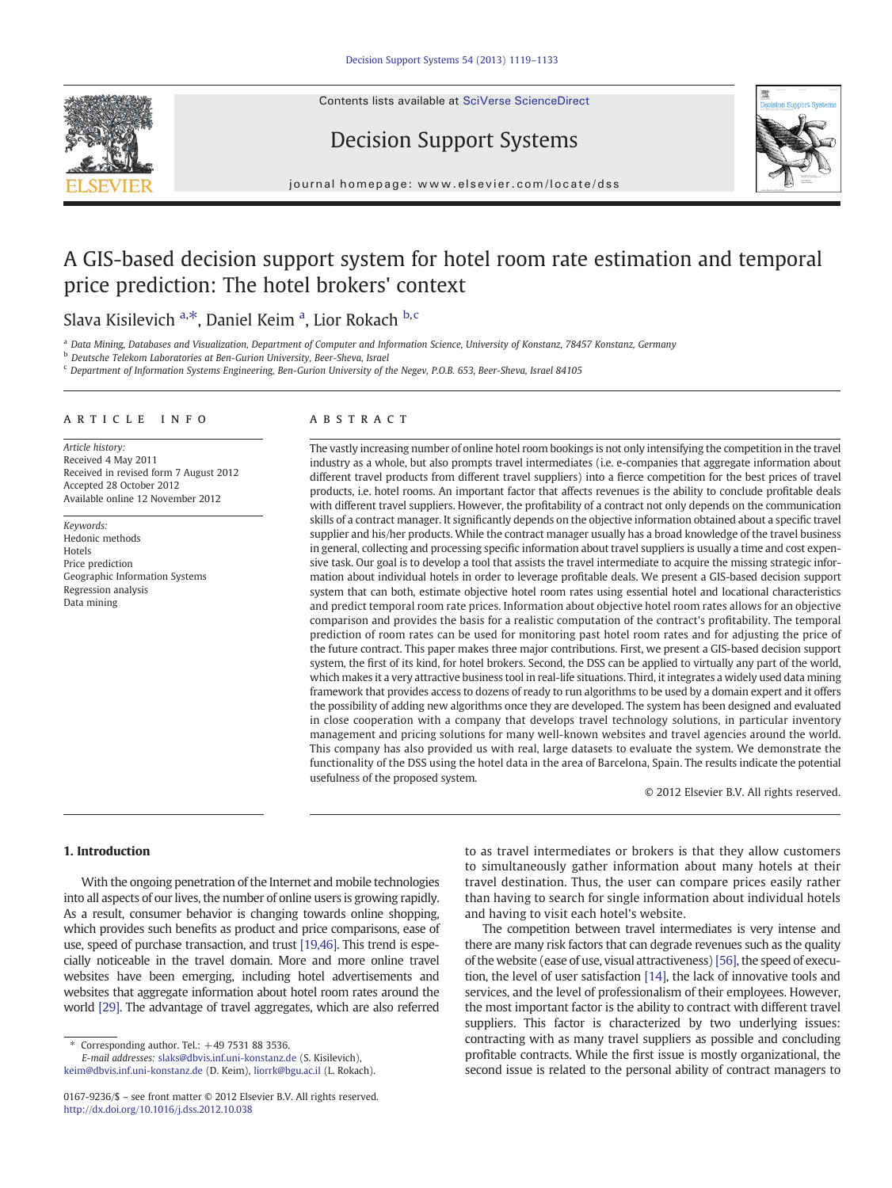# A GIS-based decision support system for hotel room rate estimation and temporal price prediction: The hotel brokers' context

Slava Kisilevich [a,*], Daniel Keim [a], Lior Rokach [b,c]

[a] Data Mining, Databases and Visualization, Department of Computer and Information Science, University of Konstanz, 78457 Konstanz, Germany
[b] Deutsche Telekom Laboratories at Ben-Gurion University, Beer-Sheva, Israel
[c] Department of Information Systems Engineering, Ben-Gurion University of the Negev, P.O.B. 653, Beer-Sheva, Israel 84105

## ARTICLE INFO

*Article history:*
Received 4 May 2011
Received in revised form 7 August 2012
Accepted 28 October 2012
Available online 12 November 2012

*Keywords:*
Hedonic methods
Hotels
Price prediction
Geographic Information Systems
Regression analysis
Data mining

## ABSTRACT

The vastly increasing number of online hotel room bookings is not only intensifying the competition in the travel industry as a whole, but also prompts travel intermediates (i.e. e-companies that aggregate information about different travel products from different travel suppliers) into a fierce competition for the best prices of travel products, i.e. hotel rooms. An important factor that affects revenues is the ability to conclude profitable deals with different travel suppliers. However, the profitability of a contract not only depends on the communication skills of a contract manager. It significantly depends on the objective information obtained about a specific travel supplier and his/her products. While the contract manager usually has a broad knowledge of the travel business in general, collecting and processing specific information about travel suppliers is usually a time and cost expensive task. Our goal is to develop a tool that assists the travel intermediate to acquire the missing strategic information about individual hotels in order to leverage profitable deals. We present a GIS-based decision support system that can both, estimate objective hotel room rates using essential hotel and locational characteristics and predict temporal room rate prices. Information about objective hotel room rates allows for an objective comparison and provides the basis for a realistic computation of the contract's profitability. The temporal prediction of room rates can be used for monitoring past hotel room rates and for adjusting the price of the future contract. This paper makes three major contributions. First, we present a GIS-based decision support system, the first of its kind, for hotel brokers. Second, the DSS can be applied to virtually any part of the world, which makes it a very attractive business tool in real-life situations. Third, it integrates a widely used data mining framework that provides access to dozens of ready to run algorithms to be used by a domain expert and it offers the possibility of adding new algorithms once they are developed. The system has been designed and evaluated in close cooperation with a company that develops travel technology solutions, in particular inventory management and pricing solutions for many well-known websites and travel agencies around the world. This company has also provided us with real, large datasets to evaluate the system. We demonstrate the functionality of the DSS using the hotel data in the area of Barcelona, Spain. The results indicate the potential usefulness of the proposed system.

© 2012 Elsevier B.V. All rights reserved.

## 1. Introduction

With the ongoing penetration of the Internet and mobile technologies into all aspects of our lives, the number of online users is growing rapidly. As a result, consumer behavior is changing towards online shopping, which provides such benefits as product and price comparisons, ease of use, speed of purchase transaction, and trust [19,46]. This trend is especially noticeable in the travel domain. More and more online travel websites have been emerging, including hotel advertisements and websites that aggregate information about hotel room rates around the world [29]. The advantage of travel aggregates, which are also referred to as travel intermediates or brokers is that they allow customers to simultaneously gather information about many hotels at their travel destination. Thus, the user can compare prices easily rather than having to search for single information about individual hotels and having to visit each hotel's website.

The competition between travel intermediates is very intense and there are many risk factors that can degrade revenues such as the quality of the website (ease of use, visual attractiveness) [56], the speed of execution, the level of user satisfaction [14], the lack of innovative tools and services, and the level of professionalism of their employees. However, the most important factor is the ability to contract with different travel suppliers. This factor is characterized by two underlying issues: contracting with as many travel suppliers as possible and concluding profitable contracts. While the first issue is mostly organizational, the second issue is related to the personal ability of contract managers to

\* Corresponding author. Tel.: +49 7531 88 3536.
*E-mail addresses:* slaks@dbvis.inf.uni-konstanz.de (S. Kisilevich), keim@dbvis.inf.uni-konstanz.de (D. Keim), liorrk@bgu.ac.il (L. Rokach).

0167-9236/$ – see front matter © 2012 Elsevier B.V. All rights reserved.
http://dx.doi.org/10.1016/j.dss.2012.10.038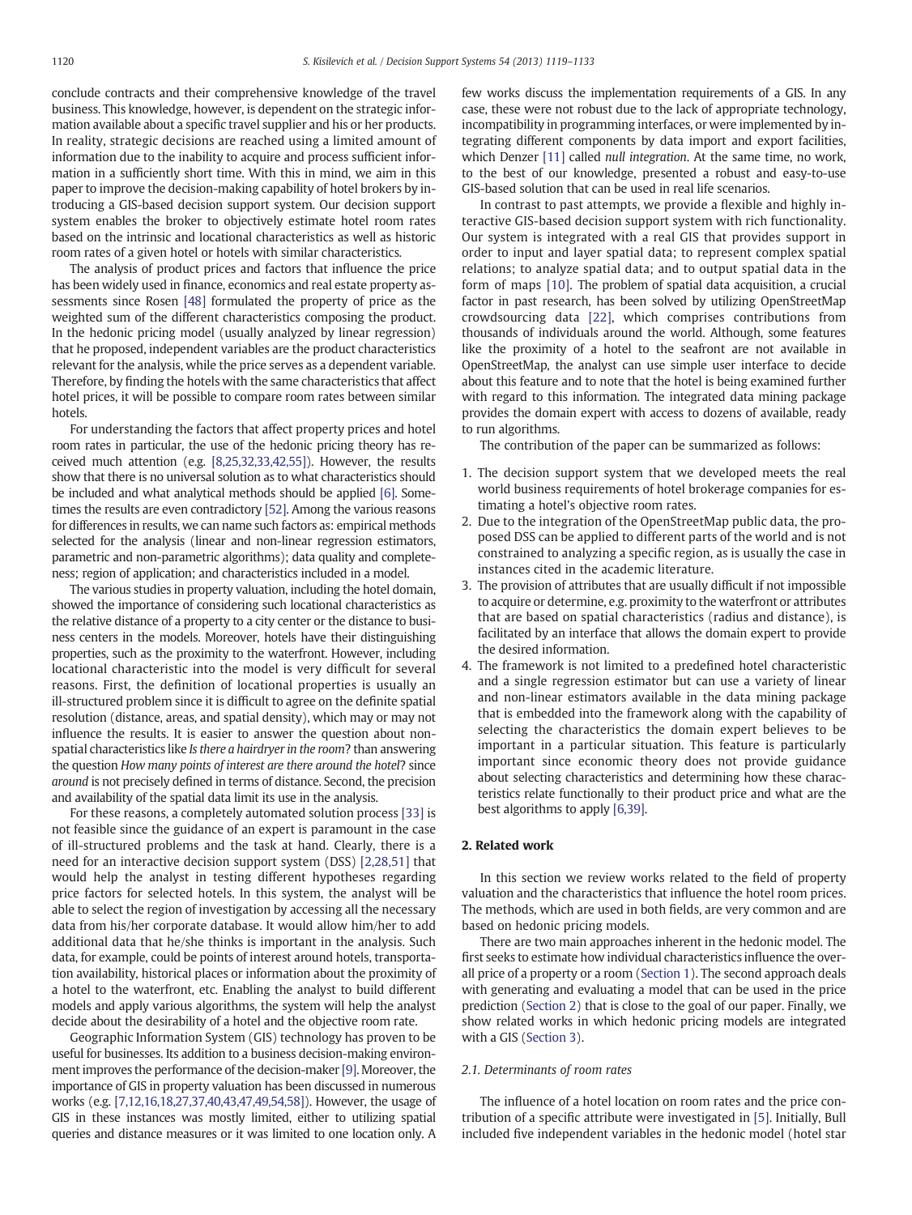conclude contracts and their comprehensive knowledge of the travel business. This knowledge, however, is dependent on the strategic information available about a specific travel supplier and his or her products. In reality, strategic decisions are reached using a limited amount of information due to the inability to acquire and process sufficient information in a sufficiently short time. With this in mind, we aim in this paper to improve the decision-making capability of hotel brokers by introducing a GIS-based decision support system. Our decision support system enables the broker to objectively estimate hotel room rates based on the intrinsic and locational characteristics as well as historic room rates of a given hotel or hotels with similar characteristics.

The analysis of product prices and factors that influence the price has been widely used in finance, economics and real estate property assessments since Rosen [48] formulated the property of price as the weighted sum of the different characteristics composing the product. In the hedonic pricing model (usually analyzed by linear regression) that he proposed, independent variables are the product characteristics relevant for the analysis, while the price serves as a dependent variable. Therefore, by finding the hotels with the same characteristics that affect hotel prices, it will be possible to compare room rates between similar hotels.

For understanding the factors that affect property prices and hotel room rates in particular, the use of the hedonic pricing theory has received much attention (e.g. [8,25,32,33,42,55]). However, the results show that there is no universal solution as to what characteristics should be included and what analytical methods should be applied [6]. Sometimes the results are even contradictory [52]. Among the various reasons for differences in results, we can name such factors as: empirical methods selected for the analysis (linear and non-linear regression estimators, parametric and non-parametric algorithms); data quality and completeness; region of application; and characteristics included in a model.

The various studies in property valuation, including the hotel domain, showed the importance of considering such locational characteristics as the relative distance of a property to a city center or the distance to business centers in the models. Moreover, hotels have their distinguishing properties, such as the proximity to the waterfront. However, including locational characteristic into the model is very difficult for several reasons. First, the definition of locational properties is usually an ill-structured problem since it is difficult to agree on the definite spatial resolution (distance, areas, and spatial density), which may or may not influence the results. It is easier to answer the question about non-spatial characteristics like *Is there a hairdryer in the room*? than answering the question *How many points of interest are there around the hotel*? since *around* is not precisely defined in terms of distance. Second, the precision and availability of the spatial data limit its use in the analysis.

For these reasons, a completely automated solution process [33] is not feasible since the guidance of an expert is paramount in the case of ill-structured problems and the task at hand. Clearly, there is a need for an interactive decision support system (DSS) [2,28,51] that would help the analyst in testing different hypotheses regarding price factors for selected hotels. In this system, the analyst will be able to select the region of investigation by accessing all the necessary data from his/her corporate database. It would allow him/her to add additional data that he/she thinks is important in the analysis. Such data, for example, could be points of interest around hotels, transportation availability, historical places or information about the proximity of a hotel to the waterfront, etc. Enabling the analyst to build different models and apply various algorithms, the system will help the analyst decide about the desirability of a hotel and the objective room rate.

Geographic Information System (GIS) technology has proven to be useful for businesses. Its addition to a business decision-making environment improves the performance of the decision-maker [9]. Moreover, the importance of GIS in property valuation has been discussed in numerous works (e.g. [7,12,16,18,27,37,40,43,47,49,54,58]). However, the usage of GIS in these instances was mostly limited, either to utilizing spatial queries and distance measures or it was limited to one location only. A few works discuss the implementation requirements of a GIS. In any case, these were not robust due to the lack of appropriate technology, incompatibility in programming interfaces, or were implemented by integrating different components by data import and export facilities, which Denzer [11] called *null integration*. At the same time, no work, to the best of our knowledge, presented a robust and easy-to-use GIS-based solution that can be used in real life scenarios.

In contrast to past attempts, we provide a flexible and highly interactive GIS-based decision support system with rich functionality. Our system is integrated with a real GIS that provides support in order to input and layer spatial data; to represent complex spatial relations; to analyze spatial data; and to output spatial data in the form of maps [10]. The problem of spatial data acquisition, a crucial factor in past research, has been solved by utilizing OpenStreetMap crowdsourcing data [22], which comprises contributions from thousands of individuals around the world. Although, some features like the proximity of a hotel to the seafront are not available in OpenStreetMap, the analyst can use simple user interface to decide about this feature and to note that the hotel is being examined further with regard to this information. The integrated data mining package provides the domain expert with access to dozens of available, ready to run algorithms.

The contribution of the paper can be summarized as follows:

1. The decision support system that we developed meets the real world business requirements of hotel brokerage companies for estimating a hotel's objective room rates.
2. Due to the integration of the OpenStreetMap public data, the proposed DSS can be applied to different parts of the world and is not constrained to analyzing a specific region, as is usually the case in instances cited in the academic literature.
3. The provision of attributes that are usually difficult if not impossible to acquire or determine, e.g. proximity to the waterfront or attributes that are based on spatial characteristics (radius and distance), is facilitated by an interface that allows the domain expert to provide the desired information.
4. The framework is not limited to a predefined hotel characteristic and a single regression estimator but can use a variety of linear and non-linear estimators available in the data mining package that is embedded into the framework along with the capability of selecting the characteristics the domain expert believes to be important in a particular situation. This feature is particularly important since economic theory does not provide guidance about selecting characteristics and determining how these characteristics relate functionally to their product price and what are the best algorithms to apply [6,39].

## 2. Related work

In this section we review works related to the field of property valuation and the characteristics that influence the hotel room prices. The methods, which are used in both fields, are very common and are based on hedonic pricing models.

There are two main approaches inherent in the hedonic model. The first seeks to estimate how individual characteristics influence the overall price of a property or a room (Section 1). The second approach deals with generating and evaluating a model that can be used in the price prediction (Section 2) that is close to the goal of our paper. Finally, we show related works in which hedonic pricing models are integrated with a GIS (Section 3).

### 2.1. Determinants of room rates

The influence of a hotel location on room rates and the price contribution of a specific attribute were investigated in [5]. Initially, Bull included five independent variables in the hedonic model (hotel star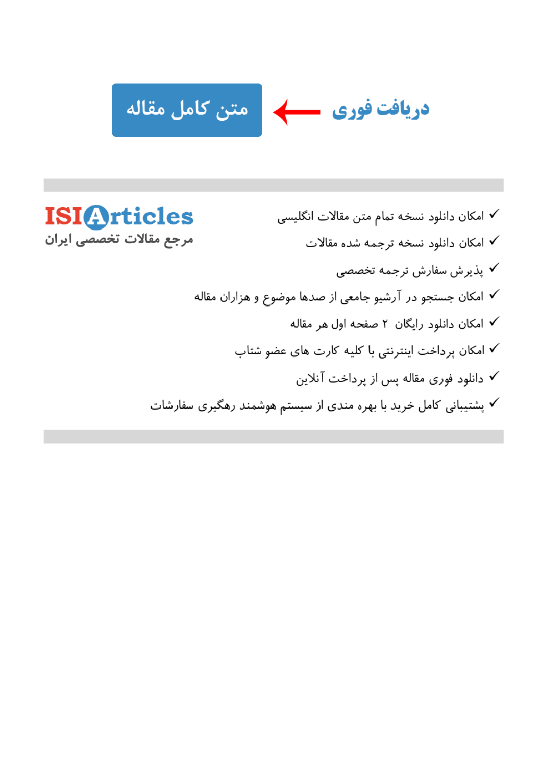دریافت فوری ← **متن کامل مقاله**

**ISIArticles**
مرجع مقالات تخصصی ایران

- ✓ امکان دانلود نسخه تمام متن مقالات انگلیسی
- ✓ امکان دانلود نسخه ترجمه شده مقالات
- ✓ پذیرش سفارش ترجمه تخصصی
- ✓ امکان جستجو در آرشیو جامعی از صدها موضوع و هزاران مقاله
- ✓ امکان دانلود رایگان ۲ صفحه اول هر مقاله
- ✓ امکان پرداخت اینترنتی با کلیه کارت های عضو شتاب
- ✓ دانلود فوری مقاله پس از پرداخت آنلاین
- ✓ پشتیبانی کامل خرید با بهره مندی از سیستم هوشمند رهگیری سفارشات